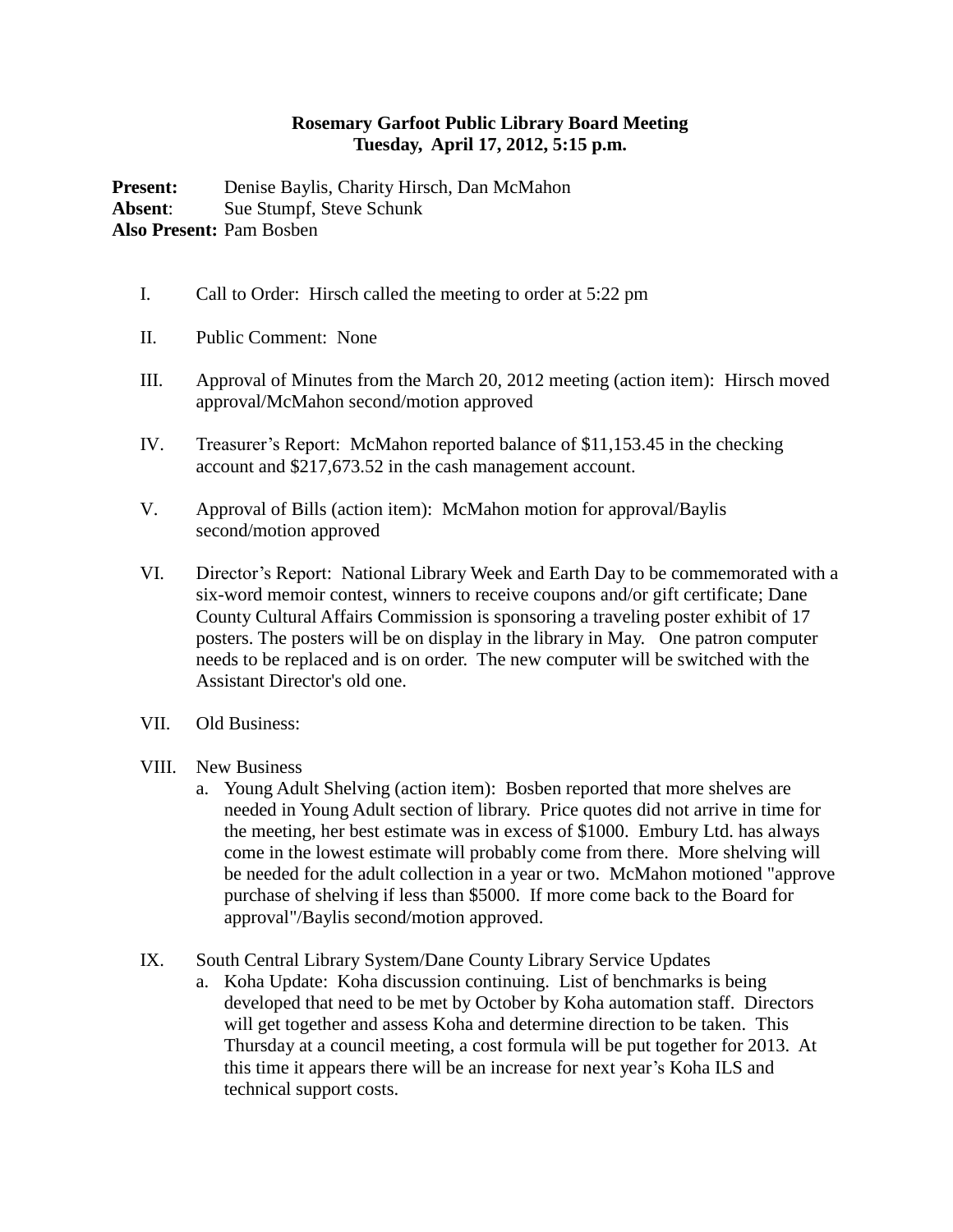# Rosemary Garfoot Public Library Board Meeting
## Tuesday, April 17, 2012, 5:15 p.m.

**Present:** Denise Baylis, Charity Hirsch, Dan McMahon
**Absent**: Sue Stumpf, Steve Schunk
**Also Present:** Pam Bosben

I. Call to Order: Hirsch called the meeting to order at 5:22 pm

II. Public Comment: None

III. Approval of Minutes from the March 20, 2012 meeting (action item): Hirsch moved approval/McMahon second/motion approved

IV. Treasurer's Report: McMahon reported balance of $11,153.45 in the checking account and $217,673.52 in the cash management account.

V. Approval of Bills (action item): McMahon motion for approval/Baylis second/motion approved

VI. Director's Report: National Library Week and Earth Day to be commemorated with a six-word memoir contest, winners to receive coupons and/or gift certificate; Dane County Cultural Affairs Commission is sponsoring a traveling poster exhibit of 17 posters. The posters will be on display in the library in May. One patron computer needs to be replaced and is on order. The new computer will be switched with the Assistant Director's old one.

VII. Old Business:

VIII. New Business
   a. Young Adult Shelving (action item): Bosben reported that more shelves are needed in Young Adult section of library. Price quotes did not arrive in time for the meeting, her best estimate was in excess of $1000. Embury Ltd. has always come in the lowest estimate will probably come from there. More shelving will be needed for the adult collection in a year or two. McMahon motioned "approve purchase of shelving if less than $5000. If more come back to the Board for approval"/Baylis second/motion approved.

IX. South Central Library System/Dane County Library Service Updates
   a. Koha Update: Koha discussion continuing. List of benchmarks is being developed that need to be met by October by Koha automation staff. Directors will get together and assess Koha and determine direction to be taken. This Thursday at a council meeting, a cost formula will be put together for 2013. At this time it appears there will be an increase for next year's Koha ILS and technical support costs.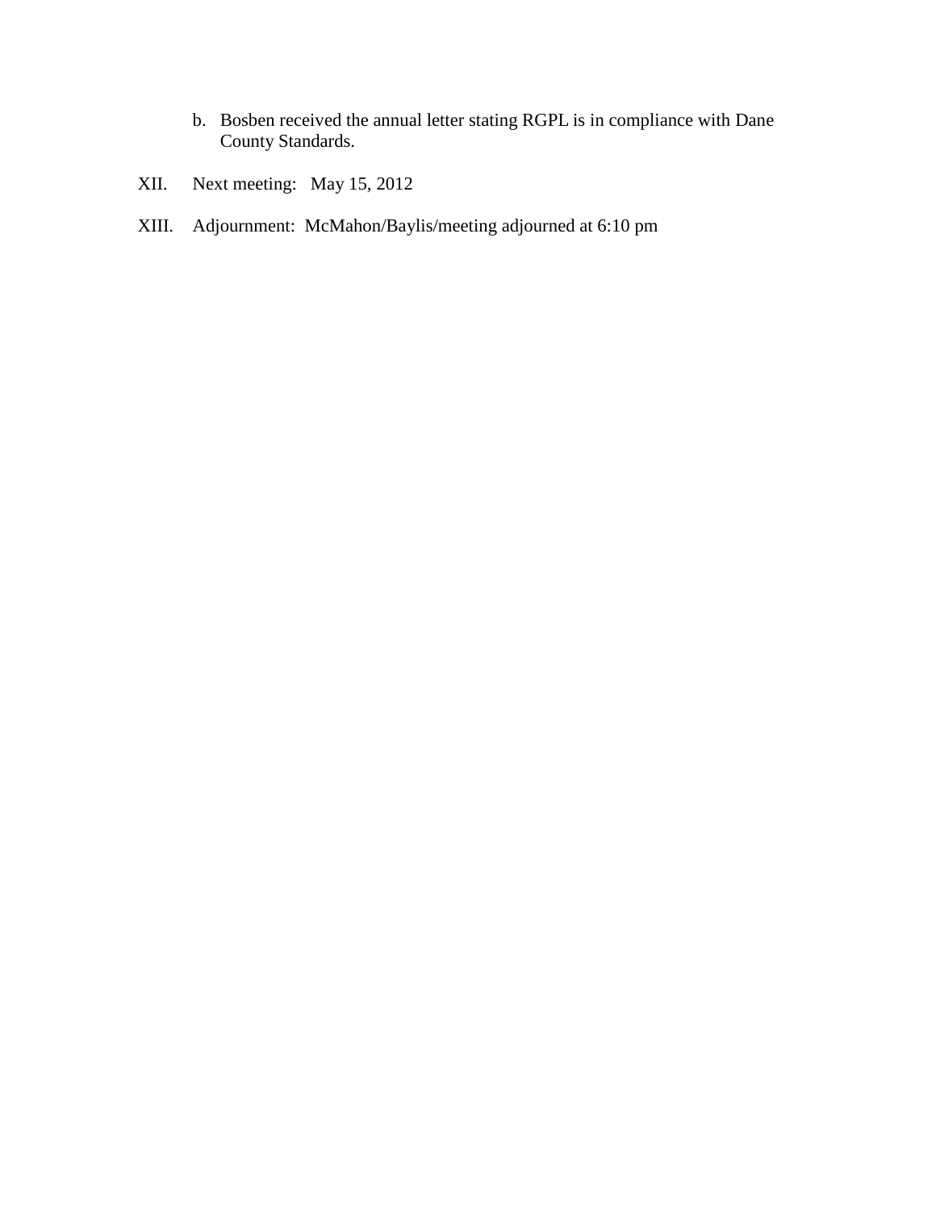b. Bosben received the annual letter stating RGPL is in compliance with Dane County Standards.

XII. Next meeting: May 15, 2012

XIII. Adjournment: McMahon/Baylis/meeting adjourned at 6:10 pm